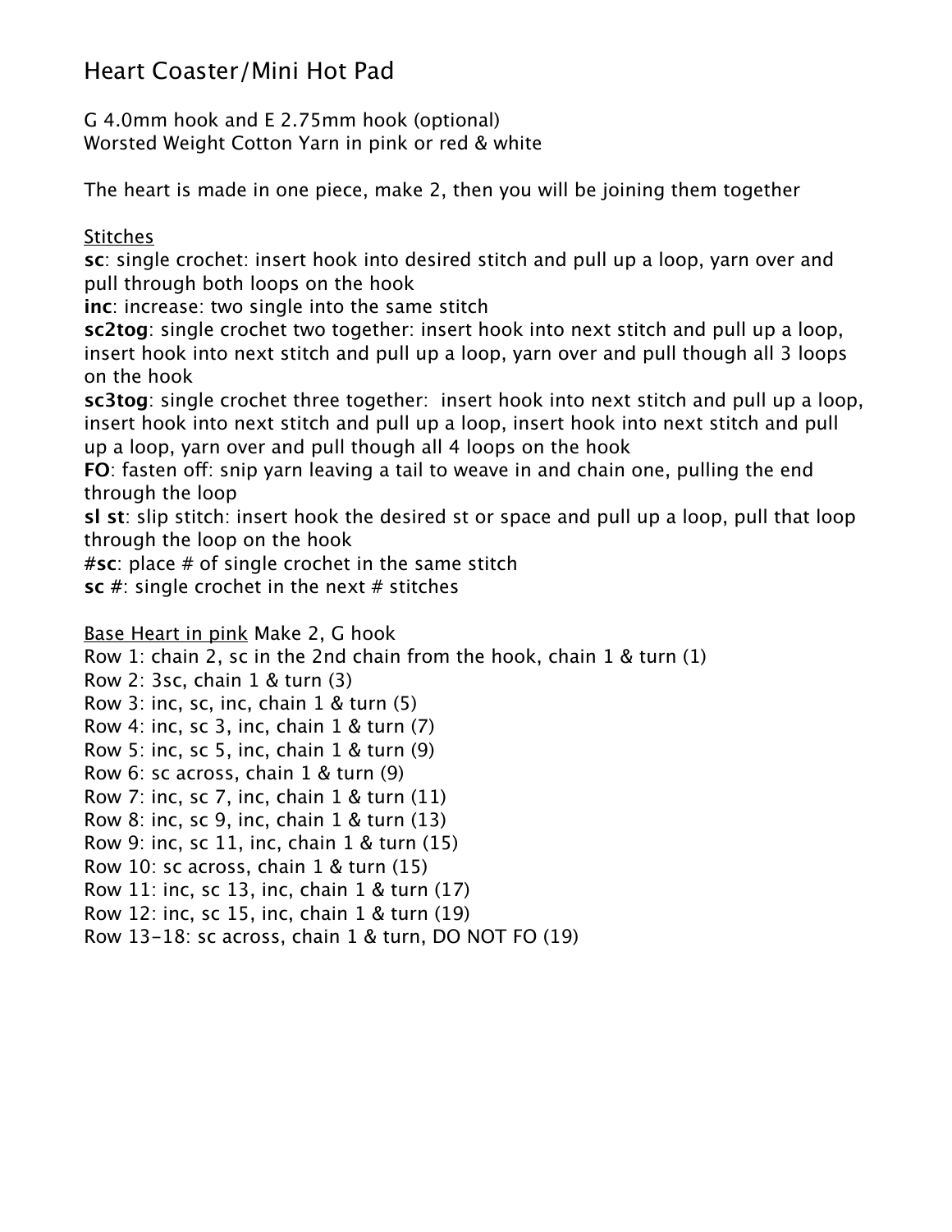# Heart Coaster/Mini Hot Pad

G 4.0mm hook and E 2.75mm hook (optional)
Worsted Weight Cotton Yarn in pink or red & white

The heart is made in one piece, make 2, then you will be joining them together

<u>Stitches</u>

**sc**: single crochet: insert hook into desired stitch and pull up a loop, yarn over and pull through both loops on the hook
**inc**: increase: two single into the same stitch
**sc2tog**: single crochet two together: insert hook into next stitch and pull up a loop, insert hook into next stitch and pull up a loop, yarn over and pull though all 3 loops on the hook
**sc3tog**: single crochet three together: insert hook into next stitch and pull up a loop, insert hook into next stitch and pull up a loop, insert hook into next stitch and pull up a loop, yarn over and pull though all 4 loops on the hook
**FO**: fasten off: snip yarn leaving a tail to weave in and chain one, pulling the end through the loop
**sl st**: slip stitch: insert hook the desired st or space and pull up a loop, pull that loop through the loop on the hook
**#sc**: place # of single crochet in the same stitch
**sc** #: single crochet in the next # stitches

<u>Base Heart in pink</u> Make 2, G hook
Row 1: chain 2, sc in the 2nd chain from the hook, chain 1 & turn (1)
Row 2: 3sc, chain 1 & turn (3)
Row 3: inc, sc, inc, chain 1 & turn (5)
Row 4: inc, sc 3, inc, chain 1 & turn (7)
Row 5: inc, sc 5, inc, chain 1 & turn (9)
Row 6: sc across, chain 1 & turn (9)
Row 7: inc, sc 7, inc, chain 1 & turn (11)
Row 8: inc, sc 9, inc, chain 1 & turn (13)
Row 9: inc, sc 11, inc, chain 1 & turn (15)
Row 10: sc across, chain 1 & turn (15)
Row 11: inc, sc 13, inc, chain 1 & turn (17)
Row 12: inc, sc 15, inc, chain 1 & turn (19)
Row 13-18: sc across, chain 1 & turn, DO NOT FO (19)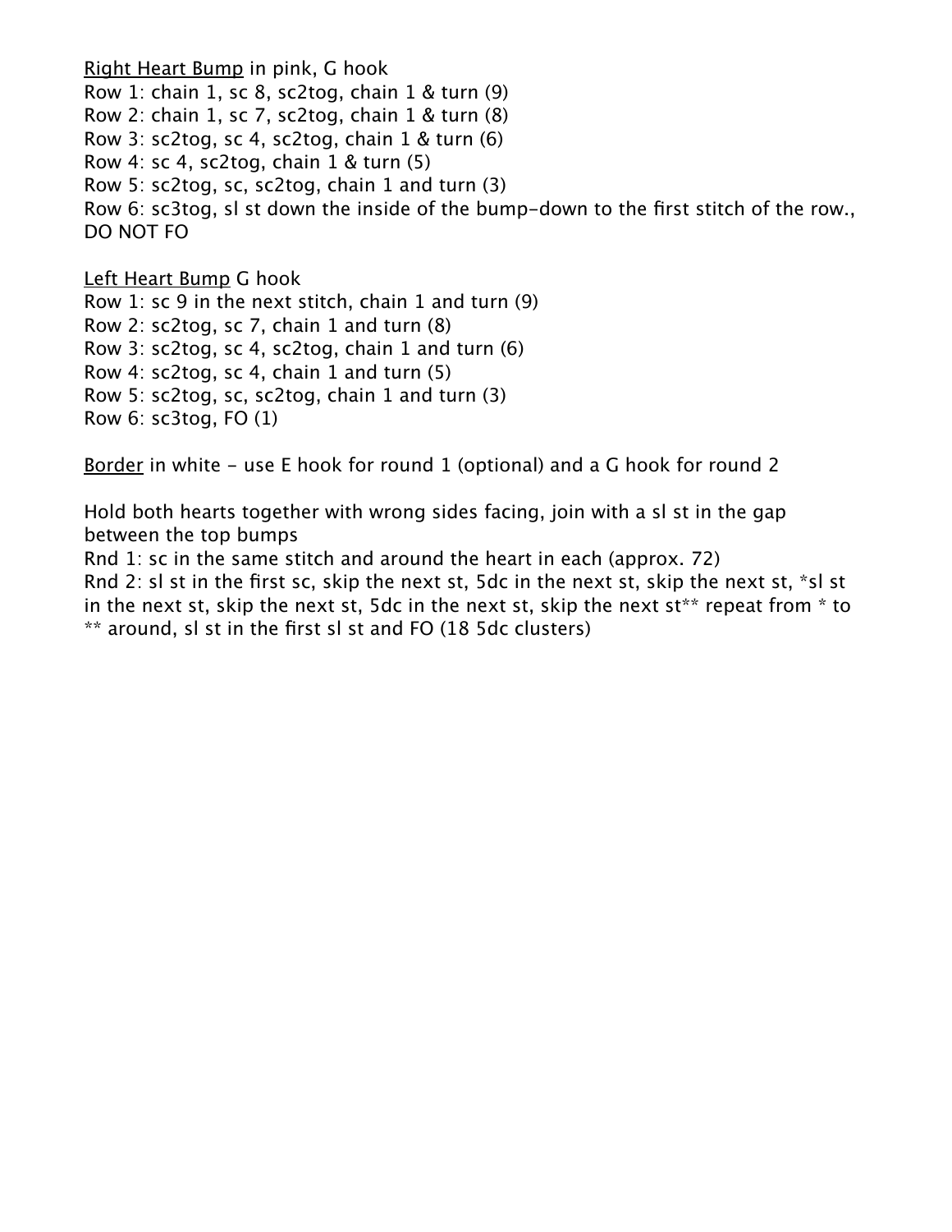<u>Right Heart Bump</u> in pink, G hook

Row 1: chain 1, sc 8, sc2tog, chain 1 & turn (9)
Row 2: chain 1, sc 7, sc2tog, chain 1 & turn (8)
Row 3: sc2tog, sc 4, sc2tog, chain 1 & turn (6)
Row 4: sc 4, sc2tog, chain 1 & turn (5)
Row 5: sc2tog, sc, sc2tog, chain 1 and turn (3)
Row 6: sc3tog, sl st down the inside of the bump-down to the first stitch of the row., DO NOT FO

<u>Left Heart Bump</u> G hook

Row 1: sc 9 in the next stitch, chain 1 and turn (9)
Row 2: sc2tog, sc 7, chain 1 and turn (8)
Row 3: sc2tog, sc 4, sc2tog, chain 1 and turn (6)
Row 4: sc2tog, sc 4, chain 1 and turn (5)
Row 5: sc2tog, sc, sc2tog, chain 1 and turn (3)
Row 6: sc3tog, FO (1)

<u>Border</u> in white - use E hook for round 1 (optional) and a G hook for round 2

Hold both hearts together with wrong sides facing, join with a sl st in the gap between the top bumps

Rnd 1: sc in the same stitch and around the heart in each (approx. 72)
Rnd 2: sl st in the first sc, skip the next st, 5dc in the next st, skip the next st, *sl st in the next st, skip the next st, 5dc in the next st, skip the next st** repeat from * to ** around, sl st in the first sl st and FO (18 5dc clusters)